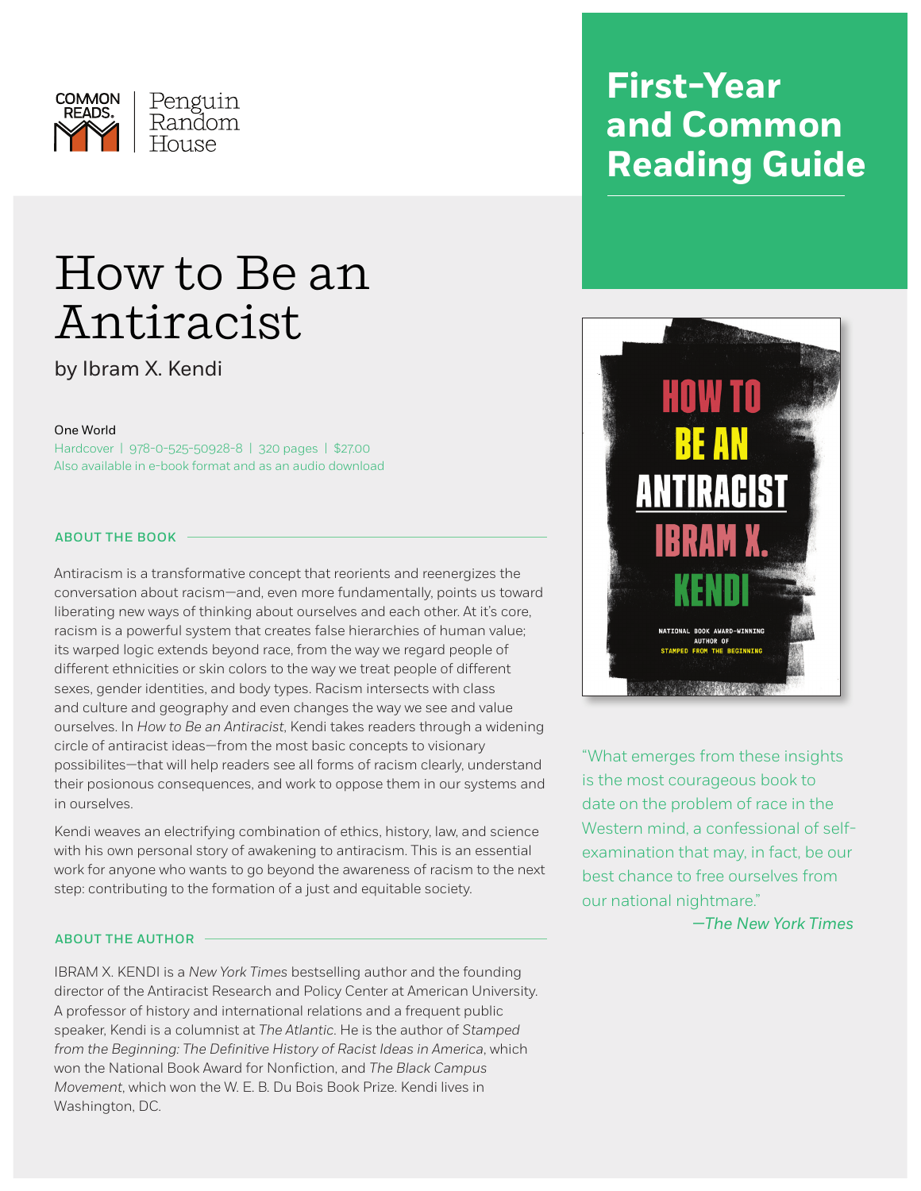COMMON READS. | Penguin Random House

# First-Year and Common Reading Guide

# How to Be an Antiracist

by Ibram X. Kendi

One World
Hardcover | 978-0-525-50928-8 | 320 pages | $27.00
Also available in e-book format and as an audio download

## ABOUT THE BOOK

Antiracism is a transformative concept that reorients and reenergizes the conversation about racism—and, even more fundamentally, points us toward liberating new ways of thinking about ourselves and each other. At it's core, racism is a powerful system that creates false hierarchies of human value; its warped logic extends beyond race, from the way we regard people of different ethnicities or skin colors to the way we treat people of different sexes, gender identities, and body types. Racism intersects with class and culture and geography and even changes the way we see and value ourselves. In *How to Be an Antiracist*, Kendi takes readers through a widening circle of antiracist ideas—from the most basic concepts to visionary possibilites—that will help readers see all forms of racism clearly, understand their posionous consequences, and work to oppose them in our systems and in ourselves.

Kendi weaves an electrifying combination of ethics, history, law, and science with his own personal story of awakening to antiracism. This is an essential work for anyone who wants to go beyond the awareness of racism to the next step: contributing to the formation of a just and equitable society.

## ABOUT THE AUTHOR

IBRAM X. KENDI is a *New York Times* bestselling author and the founding director of the Antiracist Research and Policy Center at American University. A professor of history and international relations and a frequent public speaker, Kendi is a columnist at *The Atlantic*. He is the author of *Stamped from the Beginning: The Definitive History of Racist Ideas in America*, which won the National Book Award for Nonfiction, and *The Black Campus Movement*, which won the W. E. B. Du Bois Book Prize. Kendi lives in Washington, DC.

HOW TO BE AN ANTIRACIST
IBRAM X. KENDI
NATIONAL BOOK AWARD-WINNING AUTHOR OF STAMPED FROM THE BEGINNING

"What emerges from these insights is the most courageous book to date on the problem of race in the Western mind, a confessional of self-examination that may, in fact, be our best chance to free ourselves from our national nightmare."

—*The New York Times*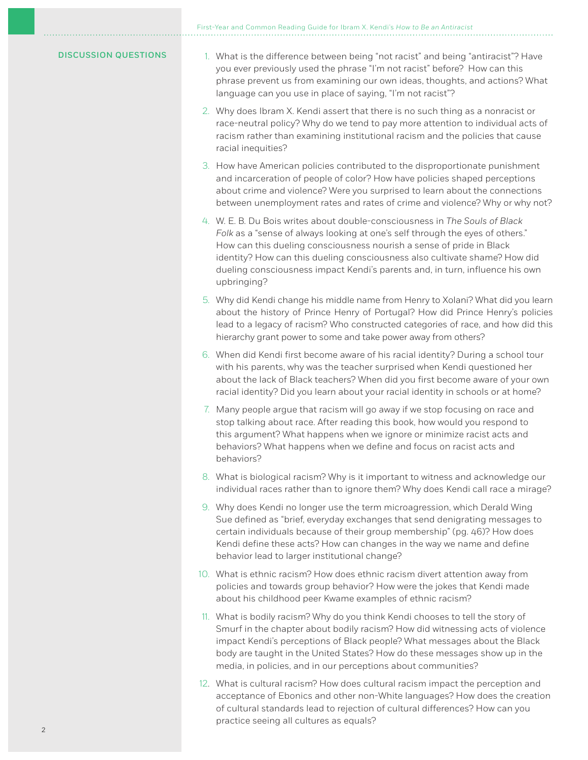## DISCUSSION QUESTIONS

1. What is the difference between being "not racist" and being "antiracist"? Have you ever previously used the phrase "I'm not racist" before? How can this phrase prevent us from examining our own ideas, thoughts, and actions? What language can you use in place of saying, "I'm not racist"?

2. Why does Ibram X. Kendi assert that there is no such thing as a nonracist or race-neutral policy? Why do we tend to pay more attention to individual acts of racism rather than examining institutional racism and the policies that cause racial inequities?

3. How have American policies contributed to the disproportionate punishment and incarceration of people of color? How have policies shaped perceptions about crime and violence? Were you surprised to learn about the connections between unemployment rates and rates of crime and violence? Why or why not?

4. W. E. B. Du Bois writes about double-consciousness in *The Souls of Black Folk* as a "sense of always looking at one's self through the eyes of others." How can this dueling consciousness nourish a sense of pride in Black identity? How can this dueling consciousness also cultivate shame? How did dueling consciousness impact Kendi's parents and, in turn, influence his own upbringing?

5. Why did Kendi change his middle name from Henry to Xolani? What did you learn about the history of Prince Henry of Portugal? How did Prince Henry's policies lead to a legacy of racism? Who constructed categories of race, and how did this hierarchy grant power to some and take power away from others?

6. When did Kendi first become aware of his racial identity? During a school tour with his parents, why was the teacher surprised when Kendi questioned her about the lack of Black teachers? When did you first become aware of your own racial identity? Did you learn about your racial identity in schools or at home?

7. Many people argue that racism will go away if we stop focusing on race and stop talking about race. After reading this book, how would you respond to this argument? What happens when we ignore or minimize racist acts and behaviors? What happens when we define and focus on racist acts and behaviors?

8. What is biological racism? Why is it important to witness and acknowledge our individual races rather than to ignore them? Why does Kendi call race a mirage?

9. Why does Kendi no longer use the term microagression, which Derald Wing Sue defined as "brief, everyday exchanges that send denigrating messages to certain individuals because of their group membership" (pg. 46)? How does Kendi define these acts? How can changes in the way we name and define behavior lead to larger institutional change?

10. What is ethnic racism? How does ethnic racism divert attention away from policies and towards group behavior? How were the jokes that Kendi made about his childhood peer Kwame examples of ethnic racism?

11. What is bodily racism? Why do you think Kendi chooses to tell the story of Smurf in the chapter about bodily racism? How did witnessing acts of violence impact Kendi's perceptions of Black people? What messages about the Black body are taught in the United States? How do these messages show up in the media, in policies, and in our perceptions about communities?

12. What is cultural racism? How does cultural racism impact the perception and acceptance of Ebonics and other non-White languages? How does the creation of cultural standards lead to rejection of cultural differences? How can you practice seeing all cultures as equals?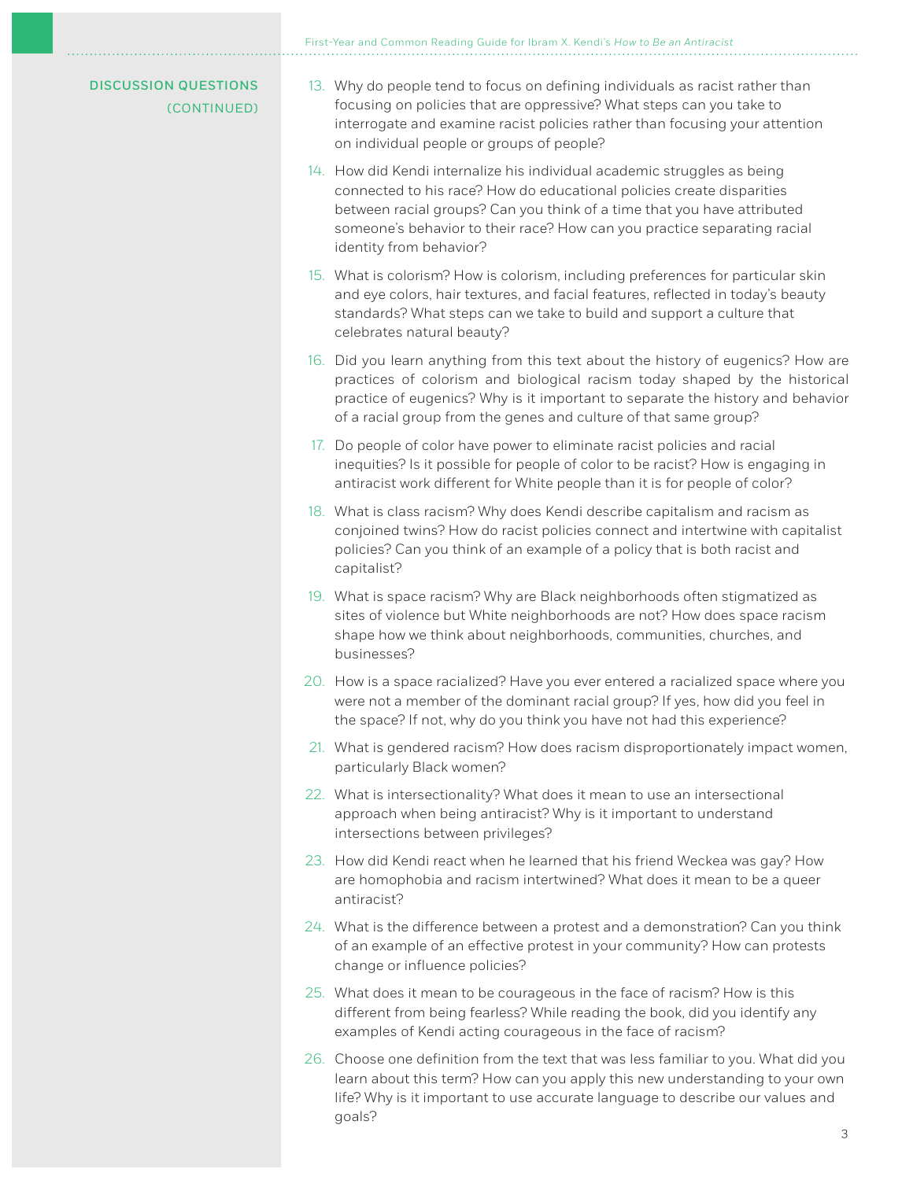## DISCUSSION QUESTIONS (CONTINUED)

13. Why do people tend to focus on defining individuals as racist rather than focusing on policies that are oppressive? What steps can you take to interrogate and examine racist policies rather than focusing your attention on individual people or groups of people?
14. How did Kendi internalize his individual academic struggles as being connected to his race? How do educational policies create disparities between racial groups? Can you think of a time that you have attributed someone's behavior to their race? How can you practice separating racial identity from behavior?
15. What is colorism? How is colorism, including preferences for particular skin and eye colors, hair textures, and facial features, reflected in today's beauty standards? What steps can we take to build and support a culture that celebrates natural beauty?
16. Did you learn anything from this text about the history of eugenics? How are practices of colorism and biological racism today shaped by the historical practice of eugenics? Why is it important to separate the history and behavior of a racial group from the genes and culture of that same group?
17. Do people of color have power to eliminate racist policies and racial inequities? Is it possible for people of color to be racist? How is engaging in antiracist work different for White people than it is for people of color?
18. What is class racism? Why does Kendi describe capitalism and racism as conjoined twins? How do racist policies connect and intertwine with capitalist policies? Can you think of an example of a policy that is both racist and capitalist?
19. What is space racism? Why are Black neighborhoods often stigmatized as sites of violence but White neighborhoods are not? How does space racism shape how we think about neighborhoods, communities, churches, and businesses?
20. How is a space racialized? Have you ever entered a racialized space where you were not a member of the dominant racial group? If yes, how did you feel in the space? If not, why do you think you have not had this experience?
21. What is gendered racism? How does racism disproportionately impact women, particularly Black women?
22. What is intersectionality? What does it mean to use an intersectional approach when being antiracist? Why is it important to understand intersections between privileges?
23. How did Kendi react when he learned that his friend Weckea was gay? How are homophobia and racism intertwined? What does it mean to be a queer antiracist?
24. What is the difference between a protest and a demonstration? Can you think of an example of an effective protest in your community? How can protests change or influence policies?
25. What does it mean to be courageous in the face of racism? How is this different from being fearless? While reading the book, did you identify any examples of Kendi acting courageous in the face of racism?
26. Choose one definition from the text that was less familiar to you. What did you learn about this term? How can you apply this new understanding to your own life? Why is it important to use accurate language to describe our values and goals?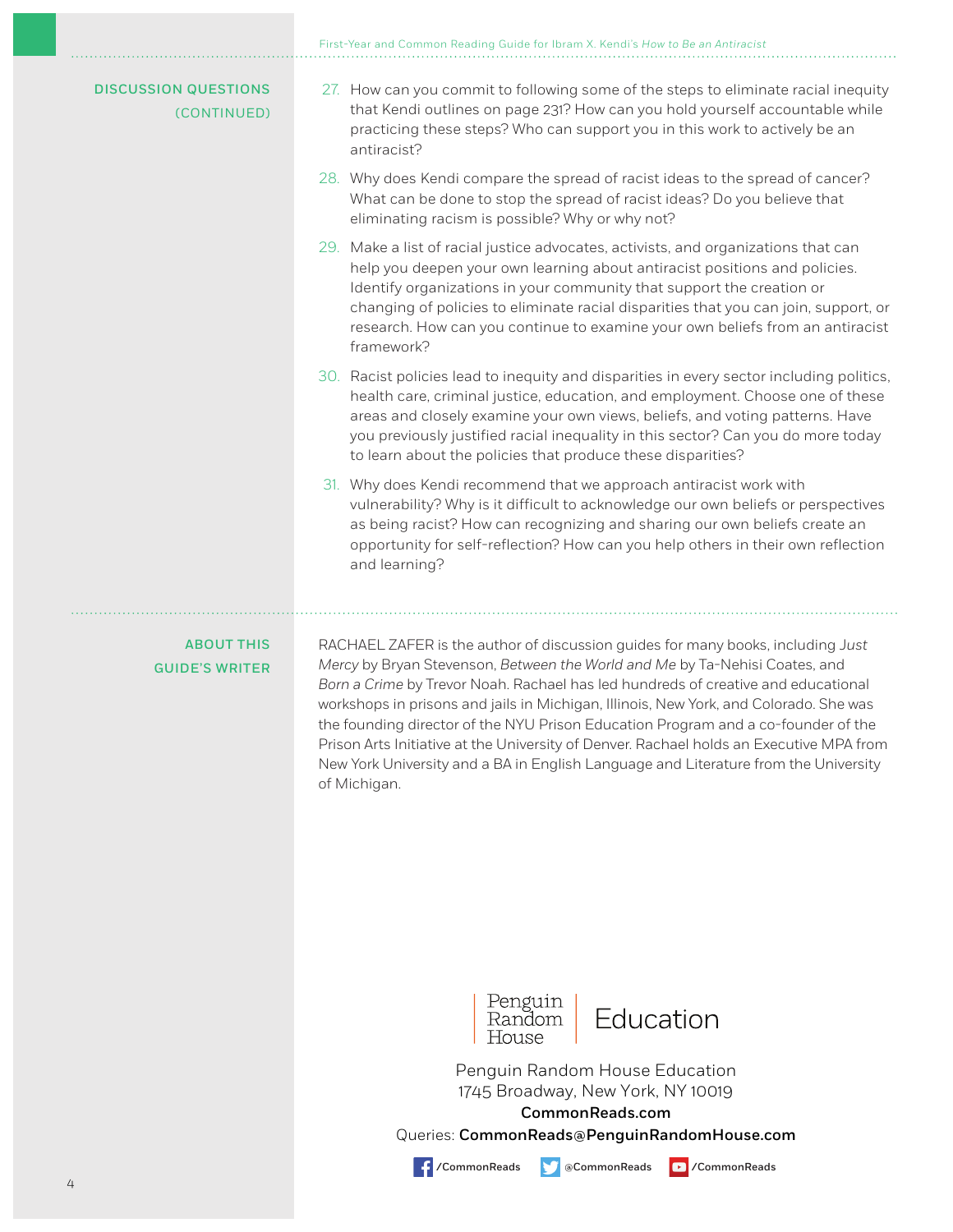## DISCUSSION QUESTIONS (CONTINUED)

27. How can you commit to following some of the steps to eliminate racial inequity that Kendi outlines on page 231? How can you hold yourself accountable while practicing these steps? Who can support you in this work to actively be an antiracist?

28. Why does Kendi compare the spread of racist ideas to the spread of cancer? What can be done to stop the spread of racist ideas? Do you believe that eliminating racism is possible? Why or why not?

29. Make a list of racial justice advocates, activists, and organizations that can help you deepen your own learning about antiracist positions and policies. Identify organizations in your community that support the creation or changing of policies to eliminate racial disparities that you can join, support, or research. How can you continue to examine your own beliefs from an antiracist framework?

30. Racist policies lead to inequity and disparities in every sector including politics, health care, criminal justice, education, and employment. Choose one of these areas and closely examine your own views, beliefs, and voting patterns. Have you previously justified racial inequality in this sector? Can you do more today to learn about the policies that produce these disparities?

31. Why does Kendi recommend that we approach antiracist work with vulnerability? Why is it difficult to acknowledge our own beliefs or perspectives as being racist? How can recognizing and sharing our own beliefs create an opportunity for self-reflection? How can you help others in their own reflection and learning?

## ABOUT THIS GUIDE'S WRITER

RACHAEL ZAFER is the author of discussion guides for many books, including *Just Mercy* by Bryan Stevenson, *Between the World and Me* by Ta-Nehisi Coates, and *Born a Crime* by Trevor Noah. Rachael has led hundreds of creative and educational workshops in prisons and jails in Michigan, Illinois, New York, and Colorado. She was the founding director of the NYU Prison Education Program and a co-founder of the Prison Arts Initiative at the University of Denver. Rachael holds an Executive MPA from New York University and a BA in English Language and Literature from the University of Michigan.

Penguin Random House Education

Penguin Random House Education
1745 Broadway, New York, NY 10019
**CommonReads.com**
Queries: **CommonReads@PenguinRandomHouse.com**

/CommonReads @CommonReads /CommonReads